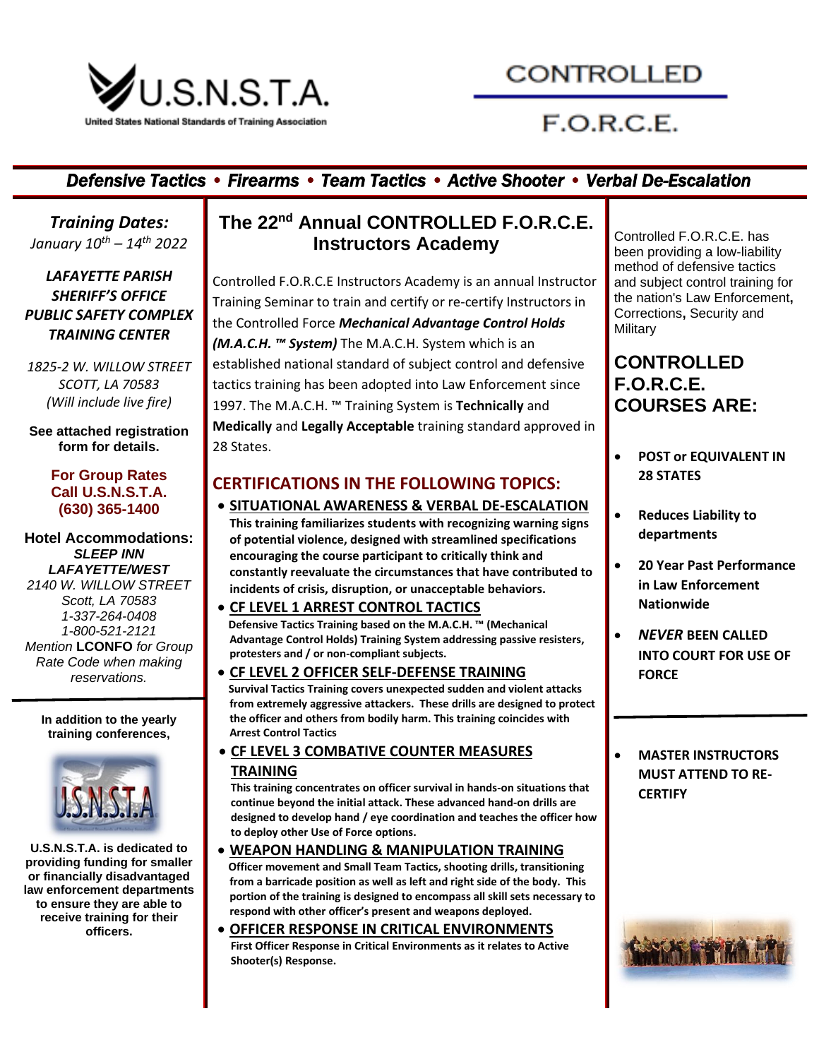# U.S.N.S.T.A.

United States National Standards of Training Association

# CONTROLLED F.O.R.C.E.

***Defensive Tactics • Firearms • Team Tactics • Active Shooter • Verbal De-Escalation***

***Training Dates:***
*January 10th – 14th 2022*

***LAFAYETTE PARISH SHERIFF'S OFFICE PUBLIC SAFETY COMPLEX TRAINING CENTER***

*1825-2 W. WILLOW STREET*
*SCOTT, LA 70583*
*(Will include live fire)*

**See attached registration form for details.**

**For Group Rates Call U.S.N.S.T.A. (630) 365-1400**

**Hotel Accommodations:**
***SLEEP INN LAFAYETTE/WEST***
*2140 W. WILLOW STREET*
*Scott, LA 70583*
*1-337-264-0408*
*1-800-521-2121*
*Mention* **LCONFO** *for Group Rate Code when making reservations.*

**In addition to the yearly training conferences,**

**U.S.N.S.T.A. is dedicated to providing funding for smaller or financially disadvantaged law enforcement departments to ensure they are able to receive training for their officers.**

## The 22nd Annual CONTROLLED F.O.R.C.E. Instructors Academy

Controlled F.O.R.C.E Instructors Academy is an annual Instructor Training Seminar to train and certify or re-certify Instructors in the Controlled Force ***Mechanical Advantage Control Holds (M.A.C.H. ™ System)*** The M.A.C.H. System which is an established national standard of subject control and defensive tactics training has been adopted into Law Enforcement since 1997. The M.A.C.H. ™ Training System is **Technically** and **Medically** and **Legally Acceptable** training standard approved in 28 States.

## CERTIFICATIONS IN THE FOLLOWING TOPICS:

- **SITUATIONAL AWARENESS & VERBAL DE-ESCALATION**
  **This training familiarizes students with recognizing warning signs of potential violence, designed with streamlined specifications encouraging the course participant to critically think and constantly reevaluate the circumstances that have contributed to incidents of crisis, disruption, or unacceptable behaviors.**
- **CF LEVEL 1 ARREST CONTROL TACTICS**
  **Defensive Tactics Training based on the M.A.C.H. ™ (Mechanical Advantage Control Holds) Training System addressing passive resisters, protesters and / or non-compliant subjects.**
- **CF LEVEL 2 OFFICER SELF-DEFENSE TRAINING**
  **Survival Tactics Training covers unexpected sudden and violent attacks from extremely aggressive attackers. These drills are designed to protect the officer and others from bodily harm. This training coincides with Arrest Control Tactics**
- **CF LEVEL 3 COMBATIVE COUNTER MEASURES TRAINING**
  **This training concentrates on officer survival in hands-on situations that continue beyond the initial attack. These advanced hand-on drills are designed to develop hand / eye coordination and teaches the officer how to deploy other Use of Force options.**
- **WEAPON HANDLING & MANIPULATION TRAINING**
  **Officer movement and Small Team Tactics, shooting drills, transitioning from a barricade position as well as left and right side of the body. This portion of the training is designed to encompass all skill sets necessary to respond with other officer's present and weapons deployed.**
- **OFFICER RESPONSE IN CRITICAL ENVIRONMENTS**
  **First Officer Response in Critical Environments as it relates to Active Shooter(s) Response.**

Controlled F.O.R.C.E. has been providing a low-liability method of defensive tactics and subject control training for the nation's Law Enforcement, Corrections, Security and Military

## CONTROLLED F.O.R.C.E. COURSES ARE:

- **POST or EQUIVALENT IN 28 STATES**
- **Reduces Liability to departments**
- **20 Year Past Performance in Law Enforcement Nationwide**
- ***NEVER* BEEN CALLED INTO COURT FOR USE OF FORCE**

---

- **MASTER INSTRUCTORS MUST ATTEND TO RE-CERTIFY**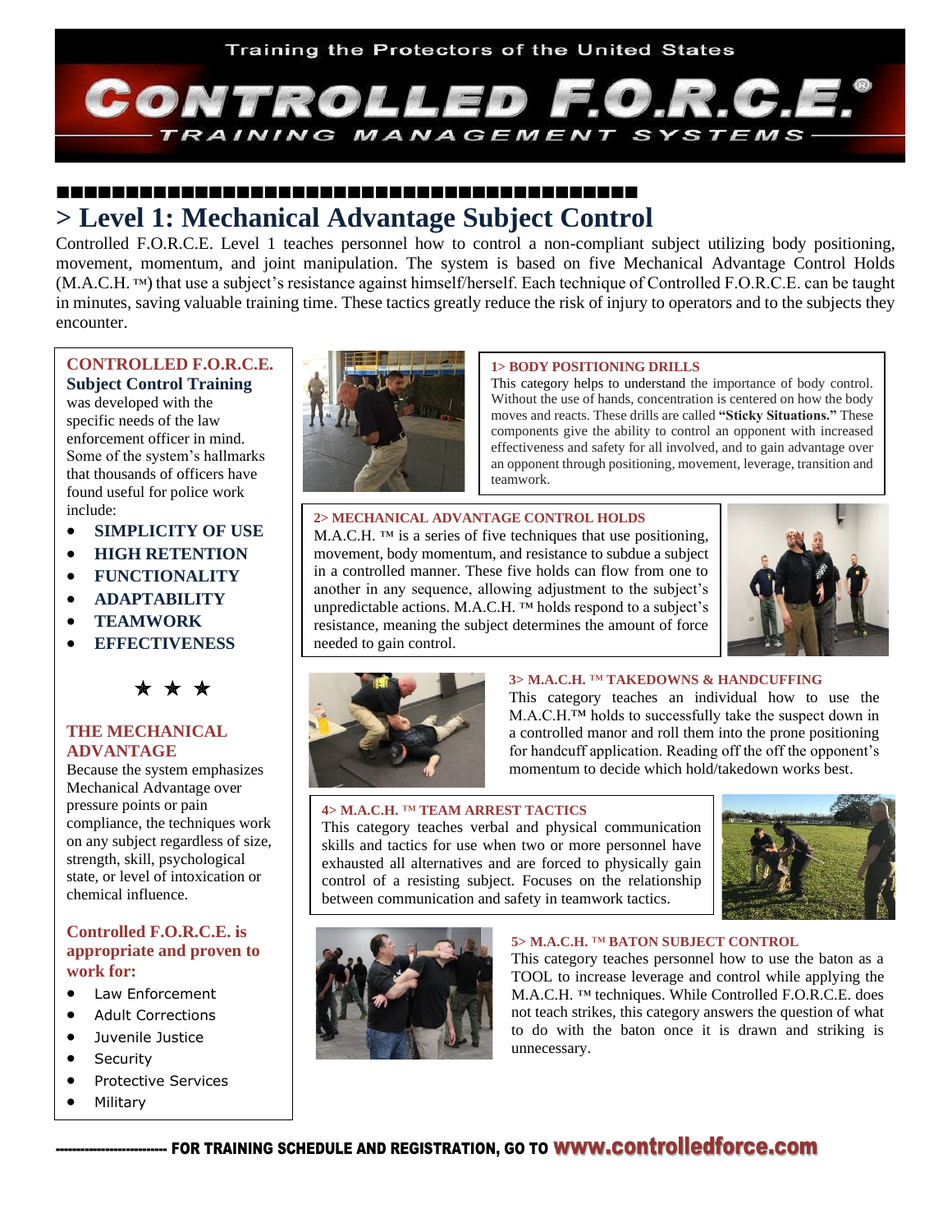Training the Protectors of the United States

# CONTROLLED F.O.R.C.E.®

TRAINING MANAGEMENT SYSTEMS

## > Level 1: Mechanical Advantage Subject Control

Controlled F.O.R.C.E. Level 1 teaches personnel how to control a non-compliant subject utilizing body positioning, movement, momentum, and joint manipulation. The system is based on five Mechanical Advantage Control Holds (M.A.C.H. ™) that use a subject's resistance against himself/herself. Each technique of Controlled F.O.R.C.E. can be taught in minutes, saving valuable training time. These tactics greatly reduce the risk of injury to operators and to the subjects they encounter.

**CONTROLLED F.O.R.C.E. Subject Control Training** was developed with the specific needs of the law enforcement officer in mind. Some of the system's hallmarks that thousands of officers have found useful for police work include:

- **SIMPLICITY OF USE**
- **HIGH RETENTION**
- **FUNCTIONALITY**
- **ADAPTABILITY**
- **TEAMWORK**
- **EFFECTIVENESS**

★ ★ ★

**THE MECHANICAL ADVANTAGE**

Because the system emphasizes Mechanical Advantage over pressure points or pain compliance, the techniques work on any subject regardless of size, strength, skill, psychological state, or level of intoxication or chemical influence.

**Controlled F.O.R.C.E. is appropriate and proven to work for:**

- Law Enforcement
- Adult Corrections
- Juvenile Justice
- Security
- Protective Services
- Military

**1> BODY POSITIONING DRILLS**

This category helps to understand the importance of body control. Without the use of hands, concentration is centered on how the body moves and reacts. These drills are called **"Sticky Situations."** These components give the ability to control an opponent with increased effectiveness and safety for all involved, and to gain advantage over an opponent through positioning, movement, leverage, transition and teamwork.

**2> MECHANICAL ADVANTAGE CONTROL HOLDS**

M.A.C.H. ™ is a series of five techniques that use positioning, movement, body momentum, and resistance to subdue a subject in a controlled manner. These five holds can flow from one to another in any sequence, allowing adjustment to the subject's unpredictable actions. M.A.C.H. ™ holds respond to a subject's resistance, meaning the subject determines the amount of force needed to gain control.

**3> M.A.C.H. ™ TAKEDOWNS & HANDCUFFING**

This category teaches an individual how to use the M.A.C.H.™ holds to successfully take the suspect down in a controlled manor and roll them into the prone positioning for handcuff application. Reading off the off the opponent's momentum to decide which hold/takedown works best.

**4> M.A.C.H. ™ TEAM ARREST TACTICS**

This category teaches verbal and physical communication skills and tactics for use when two or more personnel have exhausted all alternatives and are forced to physically gain control of a resisting subject. Focuses on the relationship between communication and safety in teamwork tactics.

**5> M.A.C.H. ™ BATON SUBJECT CONTROL**

This category teaches personnel how to use the baton as a TOOL to increase leverage and control while applying the M.A.C.H. ™ techniques. While Controlled F.O.R.C.E. does not teach strikes, this category answers the question of what to do with the baton once it is drawn and striking is unnecessary.

**FOR TRAINING SCHEDULE AND REGISTRATION, GO TO www.controlledforce.com**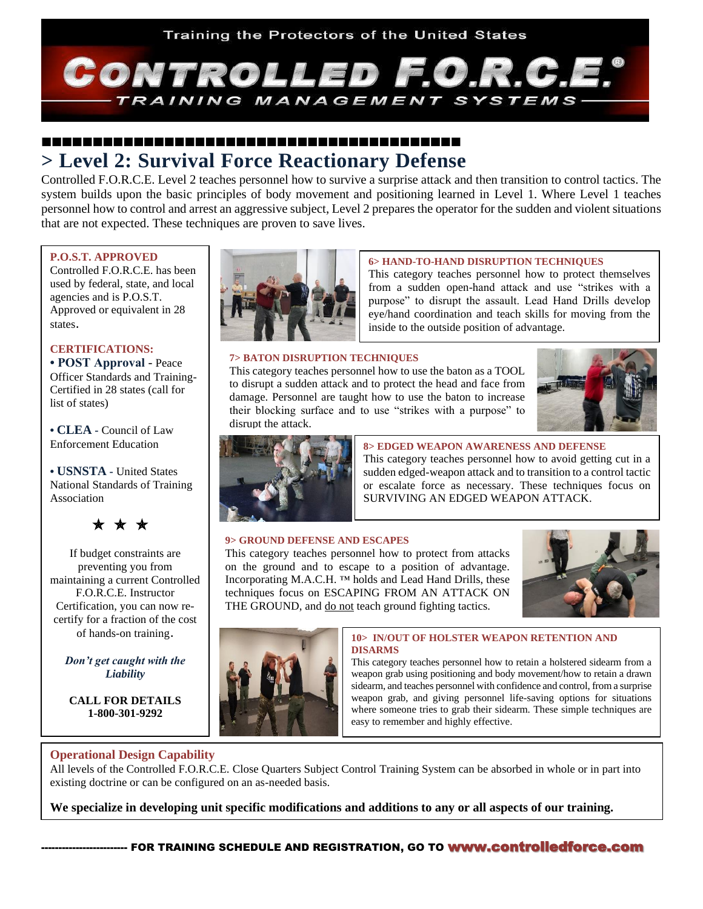Training the Protectors of the United States

# CONTROLLED F.O.R.C.E.®

TRAINING MANAGEMENT SYSTEMS

## > Level 2: Survival Force Reactionary Defense

Controlled F.O.R.C.E. Level 2 teaches personnel how to survive a surprise attack and then transition to control tactics. The system builds upon the basic principles of body movement and positioning learned in Level 1. Where Level 1 teaches personnel how to control and arrest an aggressive subject, Level 2 prepares the operator for the sudden and violent situations that are not expected. These techniques are proven to save lives.

**P.O.S.T. APPROVED**

Controlled F.O.R.C.E. has been used by federal, state, and local agencies and is P.O.S.T. Approved or equivalent in 28 states.

**CERTIFICATIONS:**

- **POST Approval** - Peace Officer Standards and Training-Certified in 28 states (call for list of states)
- **CLEA** - Council of Law Enforcement Education
- **USNSTA** - United States National Standards of Training Association

★ ★ ★

If budget constraints are preventing you from maintaining a current Controlled F.O.R.C.E. Instructor Certification, you can now re-certify for a fraction of the cost of hands-on training.

***Don't get caught with the Liability***

**CALL FOR DETAILS**
**1-800-301-9292**

### 6> HAND-TO-HAND DISRUPTION TECHNIQUES

This category teaches personnel how to protect themselves from a sudden open-hand attack and use "strikes with a purpose" to disrupt the assault. Lead Hand Drills develop eye/hand coordination and teach skills for moving from the inside to the outside position of advantage.

### 7> BATON DISRUPTION TECHNIQUES

This category teaches personnel how to use the baton as a TOOL to disrupt a sudden attack and to protect the head and face from damage. Personnel are taught how to use the baton to increase their blocking surface and to use "strikes with a purpose" to disrupt the attack.

### 8> EDGED WEAPON AWARENESS AND DEFENSE

This category teaches personnel how to avoid getting cut in a sudden edged-weapon attack and to transition to a control tactic or escalate force as necessary. These techniques focus on SURVIVING AN EDGED WEAPON ATTACK.

### 9> GROUND DEFENSE AND ESCAPES

This category teaches personnel how to protect from attacks on the ground and to escape to a position of advantage. Incorporating M.A.C.H. ™ holds and Lead Hand Drills, these techniques focus on ESCAPING FROM AN ATTACK ON THE GROUND, and do not teach ground fighting tactics.

### 10> IN/OUT OF HOLSTER WEAPON RETENTION AND DISARMS

This category teaches personnel how to retain a holstered sidearm from a weapon grab using positioning and body movement/how to retain a drawn sidearm, and teaches personnel with confidence and control, from a surprise weapon grab, and giving personnel life-saving options for situations where someone tries to grab their sidearm. These simple techniques are easy to remember and highly effective.

**Operational Design Capability**

All levels of the Controlled F.O.R.C.E. Close Quarters Subject Control Training System can be absorbed in whole or in part into existing doctrine or can be configured on an as-needed basis.

**We specialize in developing unit specific modifications and additions to any or all aspects of our training.**

**------------------------ FOR TRAINING SCHEDULE AND REGISTRATION, GO TO www.controlledforce.com**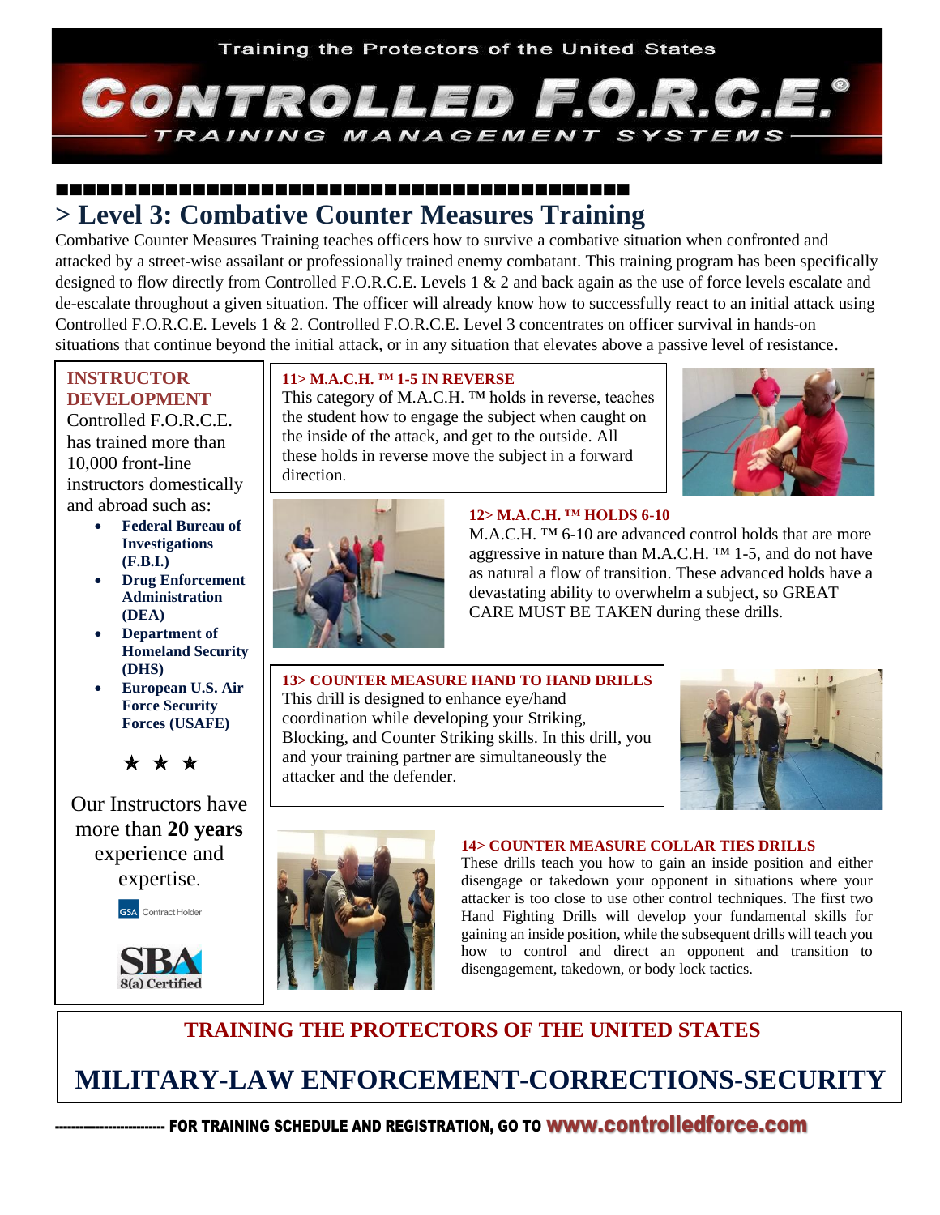Training the Protectors of the United States

# CONTROLLED F.O.R.C.E.®

TRAINING MANAGEMENT SYSTEMS

## > Level 3: Combative Counter Measures Training

Combative Counter Measures Training teaches officers how to survive a combative situation when confronted and attacked by a street-wise assailant or professionally trained enemy combatant. This training program has been specifically designed to flow directly from Controlled F.O.R.C.E. Levels 1 & 2 and back again as the use of force levels escalate and de-escalate throughout a given situation. The officer will already know how to successfully react to an initial attack using Controlled F.O.R.C.E. Levels 1 & 2. Controlled F.O.R.C.E. Level 3 concentrates on officer survival in hands-on situations that continue beyond the initial attack, or in any situation that elevates above a passive level of resistance.

### 11> M.A.C.H. ™ 1-5 IN REVERSE

This category of M.A.C.H. ™ holds in reverse, teaches the student how to engage the subject when caught on the inside of the attack, and get to the outside. All these holds in reverse move the subject in a forward direction.

### 12> M.A.C.H. ™ HOLDS 6-10

M.A.C.H. ™ 6-10 are advanced control holds that are more aggressive in nature than M.A.C.H. ™ 1-5, and do not have as natural a flow of transition. These advanced holds have a devastating ability to overwhelm a subject, so GREAT CARE MUST BE TAKEN during these drills.

### 13> COUNTER MEASURE HAND TO HAND DRILLS

This drill is designed to enhance eye/hand coordination while developing your Striking, Blocking, and Counter Striking skills. In this drill, you and your training partner are simultaneously the attacker and the defender.

### 14> COUNTER MEASURE COLLAR TIES DRILLS

These drills teach you how to gain an inside position and either disengage or takedown your opponent in situations where your attacker is too close to use other control techniques. The first two Hand Fighting Drills will develop your fundamental skills for gaining an inside position, while the subsequent drills will teach you how to control and direct an opponent and transition to disengagement, takedown, or body lock tactics.

### INSTRUCTOR DEVELOPMENT

Controlled F.O.R.C.E. has trained more than 10,000 front-line instructors domestically and abroad such as:

- **Federal Bureau of Investigations (F.B.I.)**
- **Drug Enforcement Administration (DEA)**
- **Department of Homeland Security (DHS)**
- **European U.S. Air Force Security Forces (USAFE)**

★ ★ ★

Our Instructors have more than **20 years** experience and expertise.

GSA Contract Holder

SBA 8(a) Certified

**TRAINING THE PROTECTORS OF THE UNITED STATES**

**MILITARY-LAW ENFORCEMENT-CORRECTIONS-SECURITY**

FOR TRAINING SCHEDULE AND REGISTRATION, GO TO www.controlledforce.com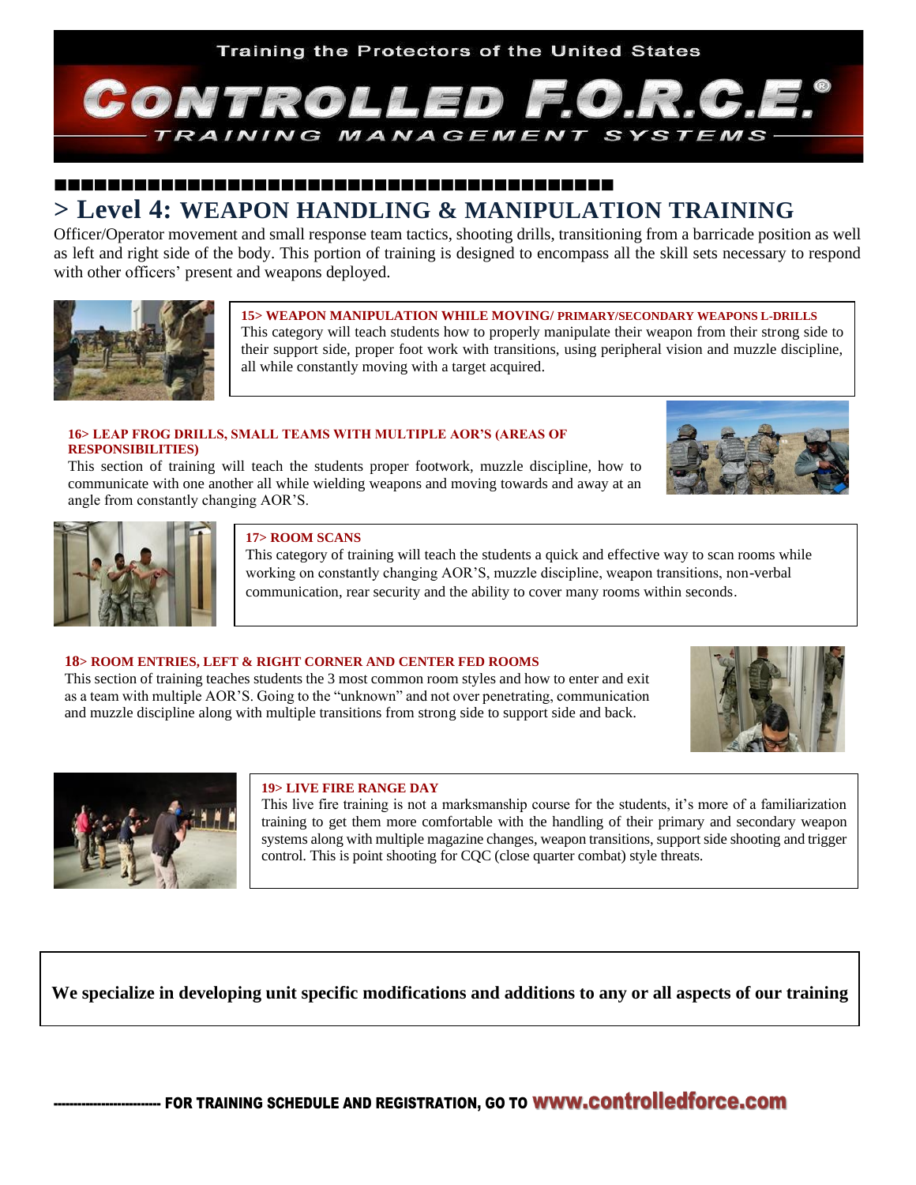Training the Protectors of the United States

# CONTROLLED F.O.R.C.E.®

TRAINING MANAGEMENT SYSTEMS

## > Level 4: WEAPON HANDLING & MANIPULATION TRAINING

Officer/Operator movement and small response team tactics, shooting drills, transitioning from a barricade position as well as left and right side of the body. This portion of training is designed to encompass all the skill sets necessary to respond with other officers' present and weapons deployed.

### 15> WEAPON MANIPULATION WHILE MOVING/ PRIMARY/SECONDARY WEAPONS L-DRILLS

This category will teach students how to properly manipulate their weapon from their strong side to their support side, proper foot work with transitions, using peripheral vision and muzzle discipline, all while constantly moving with a target acquired.

### 16> LEAP FROG DRILLS, SMALL TEAMS WITH MULTIPLE AOR'S (AREAS OF RESPONSIBILITIES)

This section of training will teach the students proper footwork, muzzle discipline, how to communicate with one another all while wielding weapons and moving towards and away at an angle from constantly changing AOR'S.

### 17> ROOM SCANS

This category of training will teach the students a quick and effective way to scan rooms while working on constantly changing AOR'S, muzzle discipline, weapon transitions, non-verbal communication, rear security and the ability to cover many rooms within seconds.

### 18> ROOM ENTRIES, LEFT & RIGHT CORNER AND CENTER FED ROOMS

This section of training teaches students the 3 most common room styles and how to enter and exit as a team with multiple AOR'S. Going to the "unknown" and not over penetrating, communication and muzzle discipline along with multiple transitions from strong side to support side and back.

### 19> LIVE FIRE RANGE DAY

This live fire training is not a marksmanship course for the students, it's more of a familiarization training to get them more comfortable with the handling of their primary and secondary weapon systems along with multiple magazine changes, weapon transitions, support side shooting and trigger control. This is point shooting for CQC (close quarter combat) style threats.

**We specialize in developing unit specific modifications and additions to any or all aspects of our training**

**-------------------------- FOR TRAINING SCHEDULE AND REGISTRATION, GO TO www.controlledforce.com**